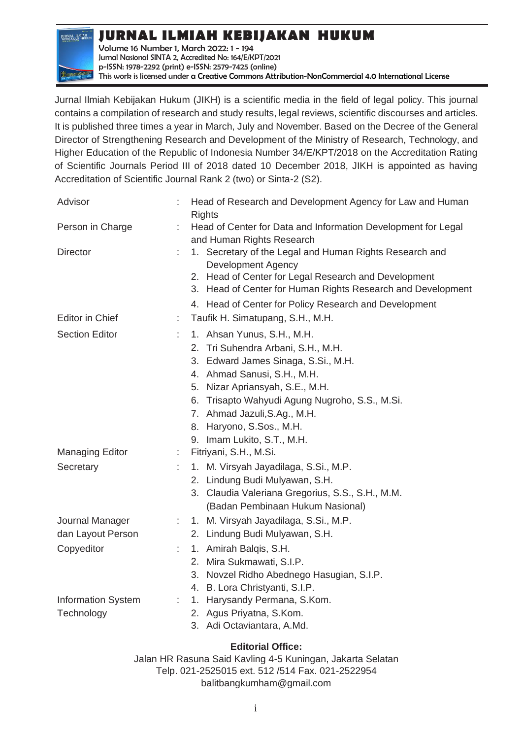# JURNAL ILMIAH KEBIJAKAN HUKUM

Volume 16 Number 1, March 2022: 1 - 194
Jurnal Nasional SINTA 2, Accredited No: 164/E/KPT/2021
p-ISSN: 1978-2292 (print) e-ISSN: 2579-7425 (online)
This work is licensed under a Creative Commons Attribution-NonCommercial 4.0 International License

Jurnal Ilmiah Kebijakan Hukum (JIKH) is a scientific media in the field of legal policy. This journal contains a compilation of research and study results, legal reviews, scientific discourses and articles. It is published three times a year in March, July and November. Based on the Decree of the General Director of Strengthening Research and Development of the Ministry of Research, Technology, and Higher Education of the Republic of Indonesia Number 34/E/KPT/2018 on the Accreditation Rating of Scientific Journals Period III of 2018 dated 10 December 2018, JIKH is appointed as having Accreditation of Scientific Journal Rank 2 (two) or Sinta-2 (S2).

| | | |
|---|---|---|
| Advisor | : | Head of Research and Development Agency for Law and Human Rights |
| Person in Charge | : | Head of Center for Data and Information Development for Legal and Human Rights Research |
| Director | : | 1. Secretary of the Legal and Human Rights Research and Development Agency<br>2. Head of Center for Legal Research and Development<br>3. Head of Center for Human Rights Research and Development<br>4. Head of Center for Policy Research and Development |
| Editor in Chief | : | Taufik H. Simatupang, S.H., M.H. |
| Section Editor | : | 1. Ahsan Yunus, S.H., M.H.<br>2. Tri Suhendra Arbani, S.H., M.H.<br>3. Edward James Sinaga, S.Si., M.H.<br>4. Ahmad Sanusi, S.H., M.H.<br>5. Nizar Apriansyah, S.E., M.H.<br>6. Trisapto Wahyudi Agung Nugroho, S.S., M.Si.<br>7. Ahmad Jazuli,S.Ag., M.H.<br>8. Haryono, S.Sos., M.H.<br>9. Imam Lukito, S.T., M.H. |
| Managing Editor | : | Fitriyani, S.H., M.Si. |
| Secretary | : | 1. M. Virsyah Jayadilaga, S.Si., M.P.<br>2. Lindung Budi Mulyawan, S.H.<br>3. Claudia Valeriana Gregorius, S.S., S.H., M.M.<br>(Badan Pembinaan Hukum Nasional) |
| Journal Manager dan Layout Person | : | 1. M. Virsyah Jayadilaga, S.Si., M.P.<br>2. Lindung Budi Mulyawan, S.H. |
| Copyeditor | : | 1. Amirah Balqis, S.H.<br>2. Mira Sukmawati, S.I.P.<br>3. Novzel Ridho Abednego Hasugian, S.I.P.<br>4. B. Lora Christyanti, S.I.P. |
| Information System Technology | : | 1. Harysandy Permana, S.Kom.<br>2. Agus Priyatna, S.Kom.<br>3. Adi Octaviantara, A.Md. |

**Editorial Office:**

Jalan HR Rasuna Said Kavling 4-5 Kuningan, Jakarta Selatan
Telp. 021-2525015 ext. 512 /514 Fax. 021-2522954
balitbangkumham@gmail.com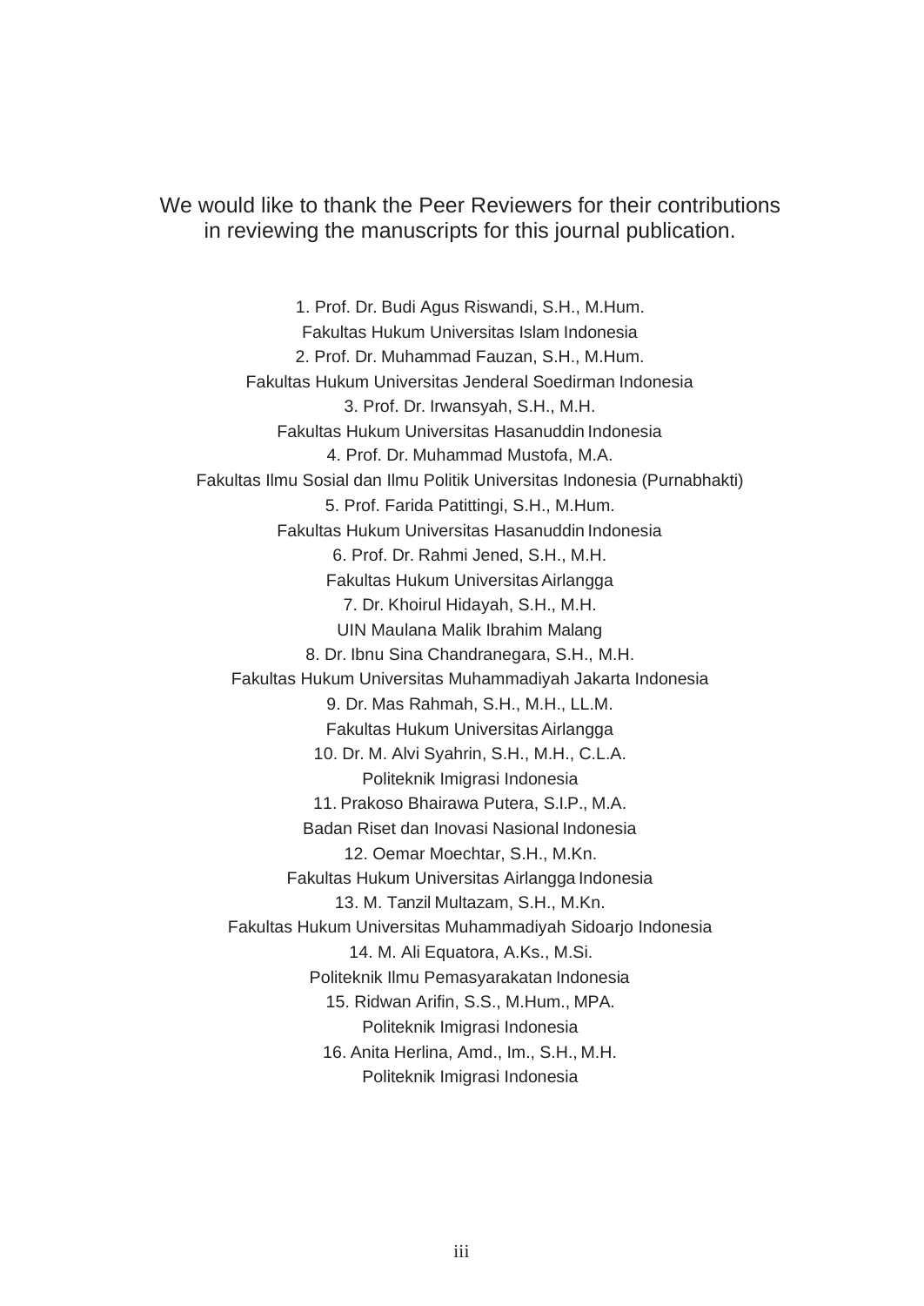We would like to thank the Peer Reviewers for their contributions in reviewing the manuscripts for this journal publication.

1. Prof. Dr. Budi Agus Riswandi, S.H., M.Hum.
Fakultas Hukum Universitas Islam Indonesia
2. Prof. Dr. Muhammad Fauzan, S.H., M.Hum.
Fakultas Hukum Universitas Jenderal Soedirman Indonesia
3. Prof. Dr. Irwansyah, S.H., M.H.
Fakultas Hukum Universitas Hasanuddin Indonesia
4. Prof. Dr. Muhammad Mustofa, M.A.
Fakultas Ilmu Sosial dan Ilmu Politik Universitas Indonesia (Purnabhakti)
5. Prof. Farida Patittingi, S.H., M.Hum.
Fakultas Hukum Universitas Hasanuddin Indonesia
6. Prof. Dr. Rahmi Jened, S.H., M.H.
Fakultas Hukum Universitas Airlangga
7. Dr. Khoirul Hidayah, S.H., M.H.
UIN Maulana Malik Ibrahim Malang
8. Dr. Ibnu Sina Chandranegara, S.H., M.H.
Fakultas Hukum Universitas Muhammadiyah Jakarta Indonesia
9. Dr. Mas Rahmah, S.H., M.H., LL.M.
Fakultas Hukum Universitas Airlangga
10. Dr. M. Alvi Syahrin, S.H., M.H., C.L.A.
Politeknik Imigrasi Indonesia
11. Prakoso Bhairawa Putera, S.I.P., M.A.
Badan Riset dan Inovasi Nasional Indonesia
12. Oemar Moechtar, S.H., M.Kn.
Fakultas Hukum Universitas Airlangga Indonesia
13. M. Tanzil Multazam, S.H., M.Kn.
Fakultas Hukum Universitas Muhammadiyah Sidoarjo Indonesia
14. M. Ali Equatora, A.Ks., M.Si.
Politeknik Ilmu Pemasyarakatan Indonesia
15. Ridwan Arifin, S.S., M.Hum., MPA.
Politeknik Imigrasi Indonesia
16. Anita Herlina, Amd., Im., S.H., M.H.
Politeknik Imigrasi Indonesia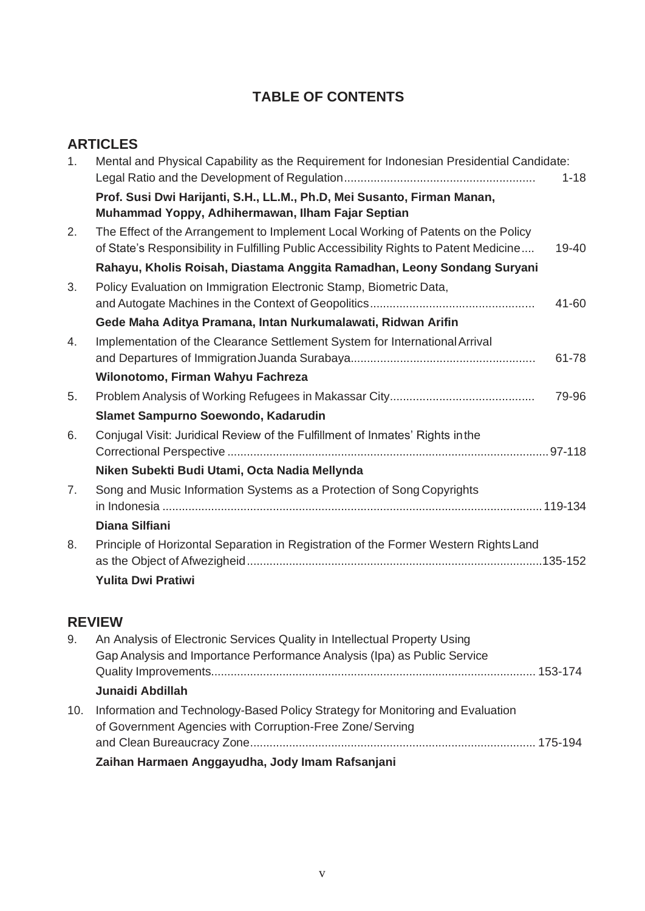# TABLE OF CONTENTS

## ARTICLES

1. Mental and Physical Capability as the Requirement for Indonesian Presidential Candidate: Legal Ratio and the Development of Regulation.......................................................... 1-18

   **Prof. Susi Dwi Harijanti, S.H., LL.M., Ph.D, Mei Susanto, Firman Manan, Muhammad Yoppy, Adhihermawan, Ilham Fajar Septian**

2. The Effect of the Arrangement to Implement Local Working of Patents on the Policy of State's Responsibility in Fulfilling Public Accessibility Rights to Patent Medicine.... 19-40

   **Rahayu, Kholis Roisah, Diastama Anggita Ramadhan, Leony Sondang Suryani**

3. Policy Evaluation on Immigration Electronic Stamp, Biometric Data, and Autogate Machines in the Context of Geopolitics.................................................. 41-60

   **Gede Maha Aditya Pramana, Intan Nurkumalawati, Ridwan Arifin**

4. Implementation of the Clearance Settlement System for International Arrival and Departures of Immigration Juanda Surabaya........................................................ 61-78

   **Wilonotomo, Firman Wahyu Fachreza**

5. Problem Analysis of Working Refugees in Makassar City............................................ 79-96

   **Slamet Sampurno Soewondo, Kadarudin**

6. Conjugal Visit: Juridical Review of the Fulfillment of Inmates' Rights in the Correctional Perspective ..................................................................................................97-118

   **Niken Subekti Budi Utami, Octa Nadia Mellynda**

7. Song and Music Information Systems as a Protection of Song Copyrights in Indonesia ..................................................................................................................119-134

   **Diana Silfiani**

8. Principle of Horizontal Separation in Registration of the Former Western Rights Land as the Object of Afwezigheid..........................................................................................135-152

   **Yulita Dwi Pratiwi**

## REVIEW

9. An Analysis of Electronic Services Quality in Intellectual Property Using Gap Analysis and Importance Performance Analysis (Ipa) as Public Service Quality Improvements.................................................................................................. 153-174

   **Junaidi Abdillah**

10. Information and Technology-Based Policy Strategy for Monitoring and Evaluation of Government Agencies with Corruption-Free Zone/Serving and Clean Bureaucracy Zone....................................................................................... 175-194

    **Zaihan Harmaen Anggayudha, Jody Imam Rafsanjani**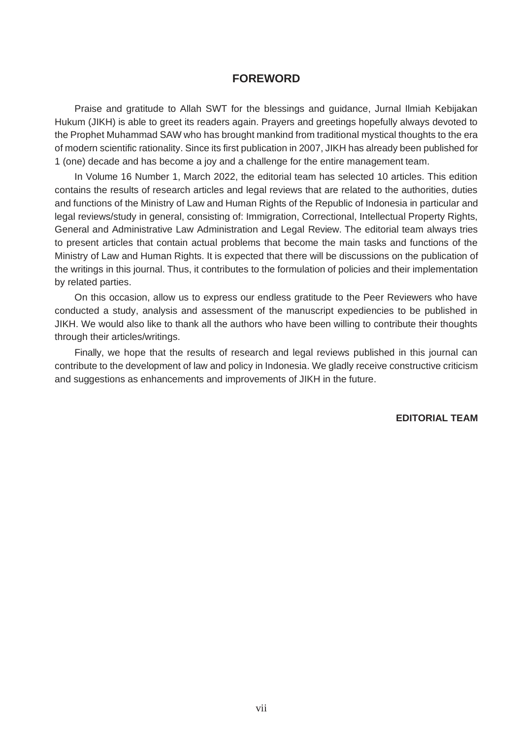# FOREWORD

Praise and gratitude to Allah SWT for the blessings and guidance, Jurnal Ilmiah Kebijakan Hukum (JIKH) is able to greet its readers again. Prayers and greetings hopefully always devoted to the Prophet Muhammad SAW who has brought mankind from traditional mystical thoughts to the era of modern scientific rationality. Since its first publication in 2007, JIKH has already been published for 1 (one) decade and has become a joy and a challenge for the entire management team.

In Volume 16 Number 1, March 2022, the editorial team has selected 10 articles. This edition contains the results of research articles and legal reviews that are related to the authorities, duties and functions of the Ministry of Law and Human Rights of the Republic of Indonesia in particular and legal reviews/study in general, consisting of: Immigration, Correctional, Intellectual Property Rights, General and Administrative Law Administration and Legal Review. The editorial team always tries to present articles that contain actual problems that become the main tasks and functions of the Ministry of Law and Human Rights. It is expected that there will be discussions on the publication of the writings in this journal. Thus, it contributes to the formulation of policies and their implementation by related parties.

On this occasion, allow us to express our endless gratitude to the Peer Reviewers who have conducted a study, analysis and assessment of the manuscript expediencies to be published in JIKH. We would also like to thank all the authors who have been willing to contribute their thoughts through their articles/writings.

Finally, we hope that the results of research and legal reviews published in this journal can contribute to the development of law and policy in Indonesia. We gladly receive constructive criticism and suggestions as enhancements and improvements of JIKH in the future.

**EDITORIAL TEAM**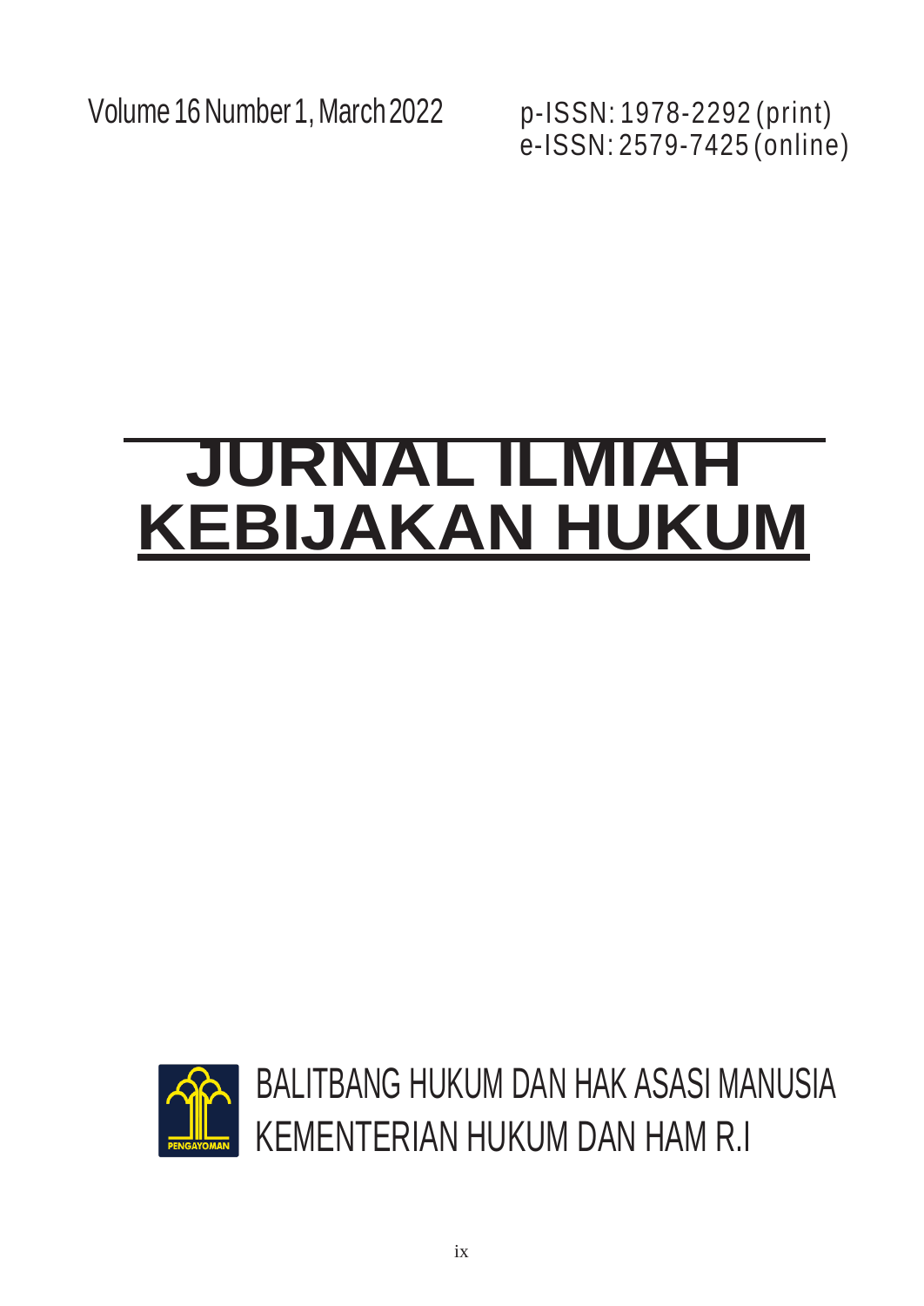Volume 16 Number 1, March 2022

p-ISSN: 1978-2292 (print)
e-ISSN: 2579-7425 (online)

# JURNAL ILMIAH KEBIJAKAN HUKUM

PENGAYOMAN

BALITBANG HUKUM DAN HAK ASASI MANUSIA
KEMENTERIAN HUKUM DAN HAM R.I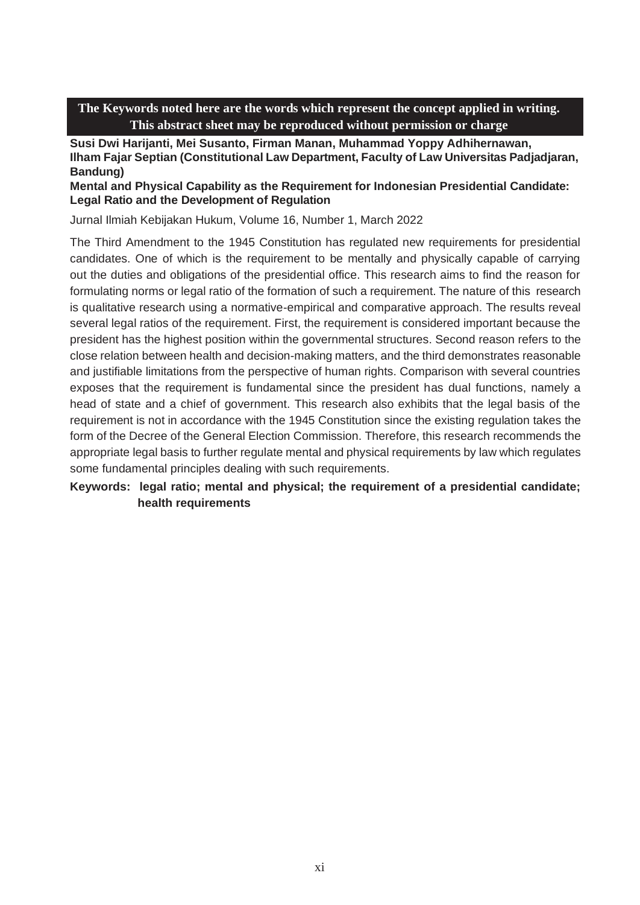**The Keywords noted here are the words which represent the concept applied in writing. This abstract sheet may be reproduced without permission or charge**

**Susi Dwi Harijanti, Mei Susanto, Firman Manan, Muhammad Yoppy Adhihernawan, Ilham Fajar Septian (Constitutional Law Department, Faculty of Law Universitas Padjadjaran, Bandung)**

**Mental and Physical Capability as the Requirement for Indonesian Presidential Candidate: Legal Ratio and the Development of Regulation**

Jurnal Ilmiah Kebijakan Hukum, Volume 16, Number 1, March 2022

The Third Amendment to the 1945 Constitution has regulated new requirements for presidential candidates. One of which is the requirement to be mentally and physically capable of carrying out the duties and obligations of the presidential office. This research aims to find the reason for formulating norms or legal ratio of the formation of such a requirement. The nature of this research is qualitative research using a normative-empirical and comparative approach. The results reveal several legal ratios of the requirement. First, the requirement is considered important because the president has the highest position within the governmental structures. Second reason refers to the close relation between health and decision-making matters, and the third demonstrates reasonable and justifiable limitations from the perspective of human rights. Comparison with several countries exposes that the requirement is fundamental since the president has dual functions, namely a head of state and a chief of government. This research also exhibits that the legal basis of the requirement is not in accordance with the 1945 Constitution since the existing regulation takes the form of the Decree of the General Election Commission. Therefore, this research recommends the appropriate legal basis to further regulate mental and physical requirements by law which regulates some fundamental principles dealing with such requirements.

**Keywords: legal ratio; mental and physical; the requirement of a presidential candidate; health requirements**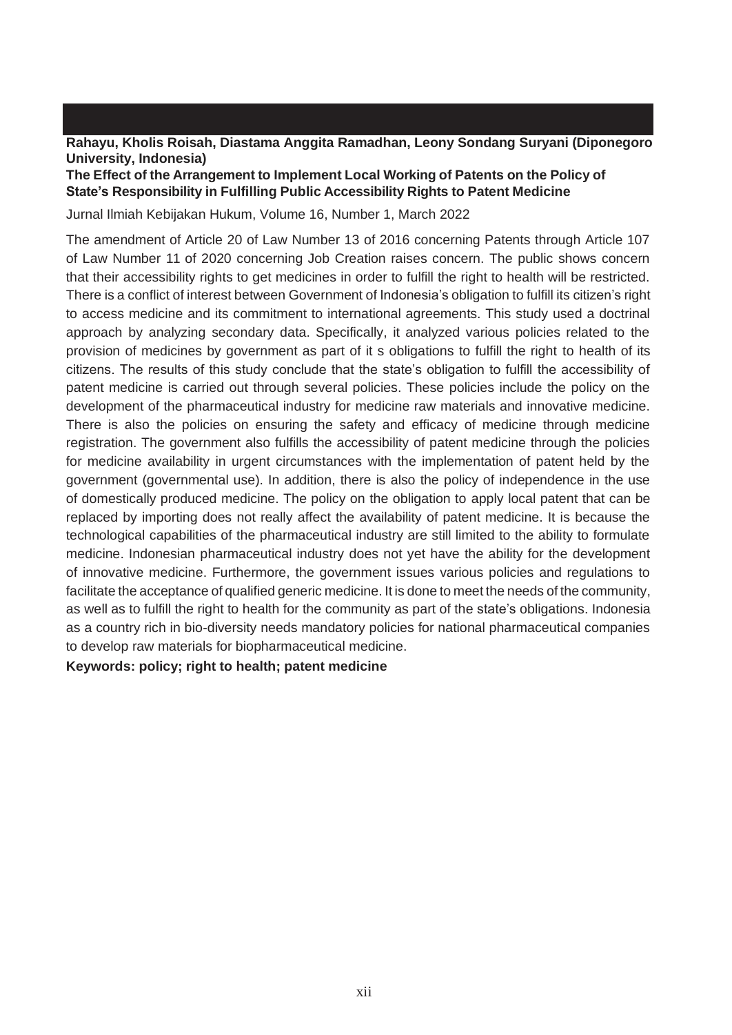**Rahayu, Kholis Roisah, Diastama Anggita Ramadhan, Leony Sondang Suryani (Diponegoro University, Indonesia)**

**The Effect of the Arrangement to Implement Local Working of Patents on the Policy of State's Responsibility in Fulfilling Public Accessibility Rights to Patent Medicine**

Jurnal Ilmiah Kebijakan Hukum, Volume 16, Number 1, March 2022

The amendment of Article 20 of Law Number 13 of 2016 concerning Patents through Article 107 of Law Number 11 of 2020 concerning Job Creation raises concern. The public shows concern that their accessibility rights to get medicines in order to fulfill the right to health will be restricted. There is a conflict of interest between Government of Indonesia's obligation to fulfill its citizen's right to access medicine and its commitment to international agreements. This study used a doctrinal approach by analyzing secondary data. Specifically, it analyzed various policies related to the provision of medicines by government as part of it s obligations to fulfill the right to health of its citizens. The results of this study conclude that the state's obligation to fulfill the accessibility of patent medicine is carried out through several policies. These policies include the policy on the development of the pharmaceutical industry for medicine raw materials and innovative medicine. There is also the policies on ensuring the safety and efficacy of medicine through medicine registration. The government also fulfills the accessibility of patent medicine through the policies for medicine availability in urgent circumstances with the implementation of patent held by the government (governmental use). In addition, there is also the policy of independence in the use of domestically produced medicine. The policy on the obligation to apply local patent that can be replaced by importing does not really affect the availability of patent medicine. It is because the technological capabilities of the pharmaceutical industry are still limited to the ability to formulate medicine. Indonesian pharmaceutical industry does not yet have the ability for the development of innovative medicine. Furthermore, the government issues various policies and regulations to facilitate the acceptance of qualified generic medicine. It is done to meet the needs of the community, as well as to fulfill the right to health for the community as part of the state's obligations. Indonesia as a country rich in bio-diversity needs mandatory policies for national pharmaceutical companies to develop raw materials for biopharmaceutical medicine.

**Keywords: policy; right to health; patent medicine**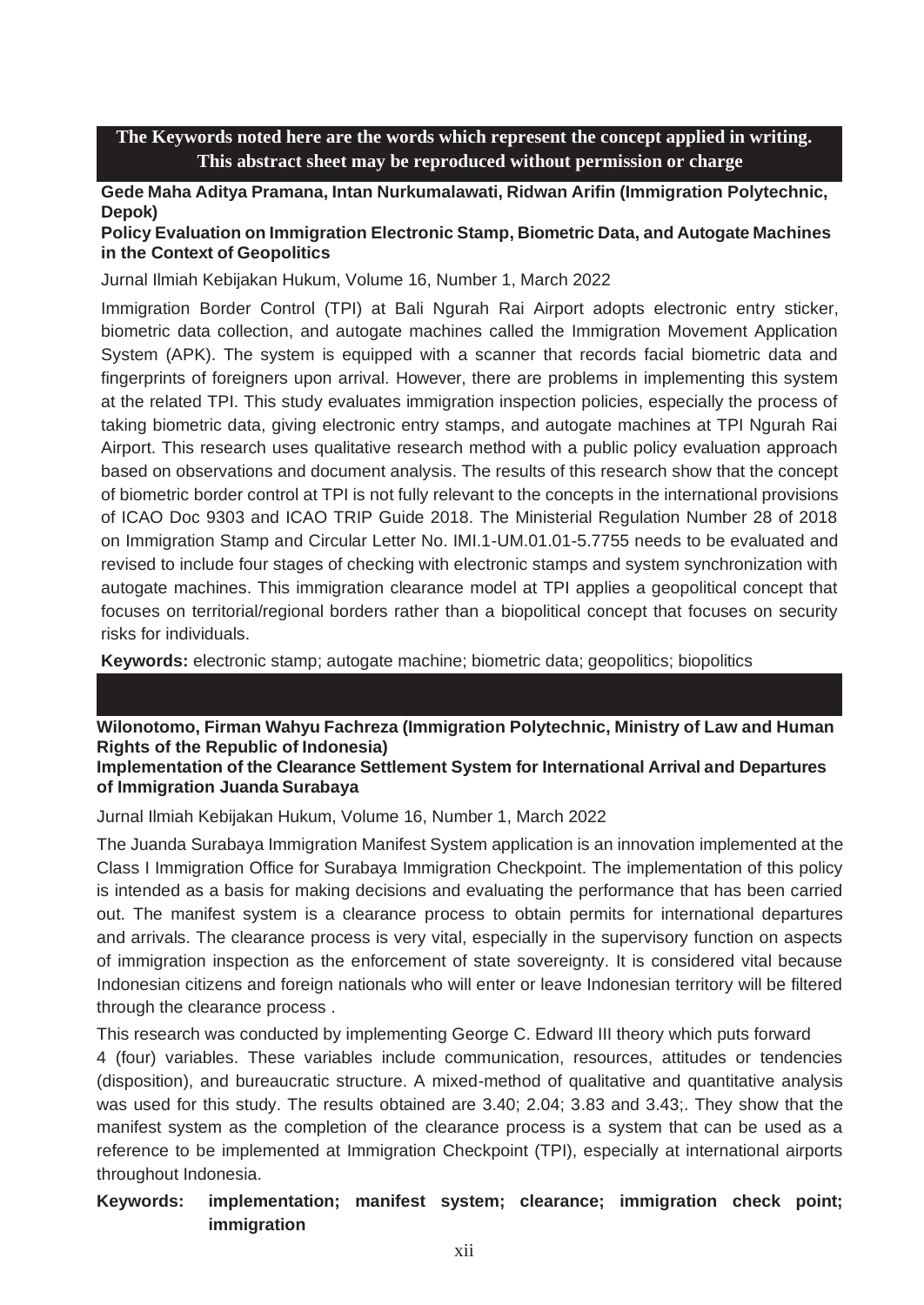**The Keywords noted here are the words which represent the concept applied in writing. This abstract sheet may be reproduced without permission or charge**

**Gede Maha Aditya Pramana, Intan Nurkumalawati, Ridwan Arifin (Immigration Polytechnic, Depok)**

**Policy Evaluation on Immigration Electronic Stamp, Biometric Data, and Autogate Machines in the Context of Geopolitics**

Jurnal Ilmiah Kebijakan Hukum, Volume 16, Number 1, March 2022

Immigration Border Control (TPI) at Bali Ngurah Rai Airport adopts electronic entry sticker, biometric data collection, and autogate machines called the Immigration Movement Application System (APK). The system is equipped with a scanner that records facial biometric data and fingerprints of foreigners upon arrival. However, there are problems in implementing this system at the related TPI. This study evaluates immigration inspection policies, especially the process of taking biometric data, giving electronic entry stamps, and autogate machines at TPI Ngurah Rai Airport. This research uses qualitative research method with a public policy evaluation approach based on observations and document analysis. The results of this research show that the concept of biometric border control at TPI is not fully relevant to the concepts in the international provisions of ICAO Doc 9303 and ICAO TRIP Guide 2018. The Ministerial Regulation Number 28 of 2018 on Immigration Stamp and Circular Letter No. IMI.1-UM.01.01-5.7755 needs to be evaluated and revised to include four stages of checking with electronic stamps and system synchronization with autogate machines. This immigration clearance model at TPI applies a geopolitical concept that focuses on territorial/regional borders rather than a biopolitical concept that focuses on security risks for individuals.

**Keywords:** electronic stamp; autogate machine; biometric data; geopolitics; biopolitics

**Wilonotomo, Firman Wahyu Fachreza (Immigration Polytechnic, Ministry of Law and Human Rights of the Republic of Indonesia)**

**Implementation of the Clearance Settlement System for International Arrival and Departures of Immigration Juanda Surabaya**

Jurnal Ilmiah Kebijakan Hukum, Volume 16, Number 1, March 2022

The Juanda Surabaya Immigration Manifest System application is an innovation implemented at the Class I Immigration Office for Surabaya Immigration Checkpoint. The implementation of this policy is intended as a basis for making decisions and evaluating the performance that has been carried out. The manifest system is a clearance process to obtain permits for international departures and arrivals. The clearance process is very vital, especially in the supervisory function on aspects of immigration inspection as the enforcement of state sovereignty. It is considered vital because Indonesian citizens and foreign nationals who will enter or leave Indonesian territory will be filtered through the clearance process .

This research was conducted by implementing George C. Edward III theory which puts forward 4 (four) variables. These variables include communication, resources, attitudes or tendencies (disposition), and bureaucratic structure. A mixed-method of qualitative and quantitative analysis was used for this study. The results obtained are 3.40; 2.04; 3.83 and 3.43;. They show that the manifest system as the completion of the clearance process is a system that can be used as a reference to be implemented at Immigration Checkpoint (TPI), especially at international airports throughout Indonesia.

**Keywords: implementation; manifest system; clearance; immigration check point; immigration**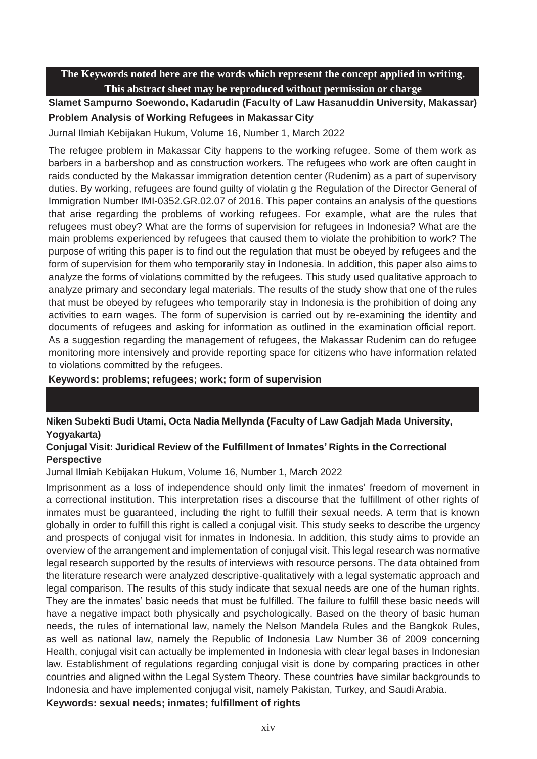**The Keywords noted here are the words which represent the concept applied in writing. This abstract sheet may be reproduced without permission or charge**

**Slamet Sampurno Soewondo, Kadarudin (Faculty of Law Hasanuddin University, Makassar)**

**Problem Analysis of Working Refugees in Makassar City**

Jurnal Ilmiah Kebijakan Hukum, Volume 16, Number 1, March 2022

The refugee problem in Makassar City happens to the working refugee. Some of them work as barbers in a barbershop and as construction workers. The refugees who work are often caught in raids conducted by the Makassar immigration detention center (Rudenim) as a part of supervisory duties. By working, refugees are found guilty of violatin g the Regulation of the Director General of Immigration Number IMI-0352.GR.02.07 of 2016. This paper contains an analysis of the questions that arise regarding the problems of working refugees. For example, what are the rules that refugees must obey? What are the forms of supervision for refugees in Indonesia? What are the main problems experienced by refugees that caused them to violate the prohibition to work? The purpose of writing this paper is to find out the regulation that must be obeyed by refugees and the form of supervision for them who temporarily stay in Indonesia. In addition, this paper also aims to analyze the forms of violations committed by the refugees. This study used qualitative approach to analyze primary and secondary legal materials. The results of the study show that one of the rules that must be obeyed by refugees who temporarily stay in Indonesia is the prohibition of doing any activities to earn wages. The form of supervision is carried out by re-examining the identity and documents of refugees and asking for information as outlined in the examination official report. As a suggestion regarding the management of refugees, the Makassar Rudenim can do refugee monitoring more intensively and provide reporting space for citizens who have information related to violations committed by the refugees.

**Keywords: problems; refugees; work; form of supervision**

---

**Niken Subekti Budi Utami, Octa Nadia Mellynda (Faculty of Law Gadjah Mada University, Yogyakarta)**

**Conjugal Visit: Juridical Review of the Fulfillment of Inmates' Rights in the Correctional Perspective**

Jurnal Ilmiah Kebijakan Hukum, Volume 16, Number 1, March 2022

Imprisonment as a loss of independence should only limit the inmates' freedom of movement in a correctional institution. This interpretation rises a discourse that the fulfillment of other rights of inmates must be guaranteed, including the right to fulfill their sexual needs. A term that is known globally in order to fulfill this right is called a conjugal visit. This study seeks to describe the urgency and prospects of conjugal visit for inmates in Indonesia. In addition, this study aims to provide an overview of the arrangement and implementation of conjugal visit. This legal research was normative legal research supported by the results of interviews with resource persons. The data obtained from the literature research were analyzed descriptive-qualitatively with a legal systematic approach and legal comparison. The results of this study indicate that sexual needs are one of the human rights. They are the inmates' basic needs that must be fulfilled. The failure to fulfill these basic needs will have a negative impact both physically and psychologically. Based on the theory of basic human needs, the rules of international law, namely the Nelson Mandela Rules and the Bangkok Rules, as well as national law, namely the Republic of Indonesia Law Number 36 of 2009 concerning Health, conjugal visit can actually be implemented in Indonesia with clear legal bases in Indonesian law. Establishment of regulations regarding conjugal visit is done by comparing practices in other countries and aligned withn the Legal System Theory. These countries have similar backgrounds to Indonesia and have implemented conjugal visit, namely Pakistan, Turkey, and Saudi Arabia.

**Keywords: sexual needs; inmates; fulfillment of rights**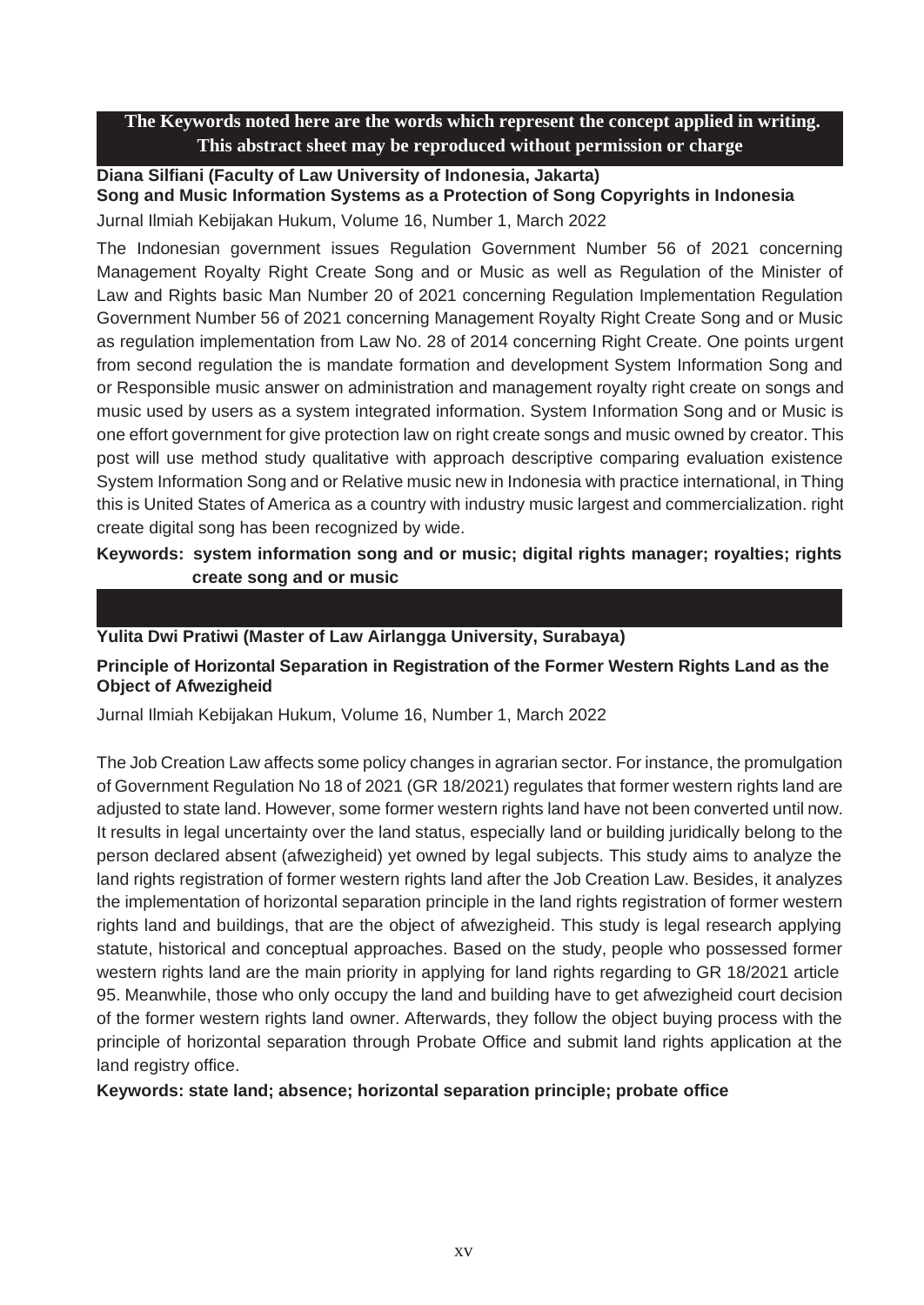**The Keywords noted here are the words which represent the concept applied in writing. This abstract sheet may be reproduced without permission or charge**

**Diana Silfiani (Faculty of Law University of Indonesia, Jakarta)**

**Song and Music Information Systems as a Protection of Song Copyrights in Indonesia**

Jurnal Ilmiah Kebijakan Hukum, Volume 16, Number 1, March 2022

The Indonesian government issues Regulation Government Number 56 of 2021 concerning Management Royalty Right Create Song and or Music as well as Regulation of the Minister of Law and Rights basic Man Number 20 of 2021 concerning Regulation Implementation Regulation Government Number 56 of 2021 concerning Management Royalty Right Create Song and or Music as regulation implementation from Law No. 28 of 2014 concerning Right Create. One points urgent from second regulation the is mandate formation and development System Information Song and or Responsible music answer on administration and management royalty right create on songs and music used by users as a system integrated information. System Information Song and or Music is one effort government for give protection law on right create songs and music owned by creator. This post will use method study qualitative with approach descriptive comparing evaluation existence System Information Song and or Relative music new in Indonesia with practice international, in Thing this is United States of America as a country with industry music largest and commercialization. right create digital song has been recognized by wide.

**Keywords: system information song and or music; digital rights manager; royalties; rights create song and or music**

**Yulita Dwi Pratiwi (Master of Law Airlangga University, Surabaya)**

**Principle of Horizontal Separation in Registration of the Former Western Rights Land as the Object of Afwezigheid**

Jurnal Ilmiah Kebijakan Hukum, Volume 16, Number 1, March 2022

The Job Creation Law affects some policy changes in agrarian sector. For instance, the promulgation of Government Regulation No 18 of 2021 (GR 18/2021) regulates that former western rights land are adjusted to state land. However, some former western rights land have not been converted until now. It results in legal uncertainty over the land status, especially land or building juridically belong to the person declared absent (afwezigheid) yet owned by legal subjects. This study aims to analyze the land rights registration of former western rights land after the Job Creation Law. Besides, it analyzes the implementation of horizontal separation principle in the land rights registration of former western rights land and buildings, that are the object of afwezigheid. This study is legal research applying statute, historical and conceptual approaches. Based on the study, people who possessed former western rights land are the main priority in applying for land rights regarding to GR 18/2021 article 95. Meanwhile, those who only occupy the land and building have to get afwezigheid court decision of the former western rights land owner. Afterwards, they follow the object buying process with the principle of horizontal separation through Probate Office and submit land rights application at the land registry office.

**Keywords: state land; absence; horizontal separation principle; probate office**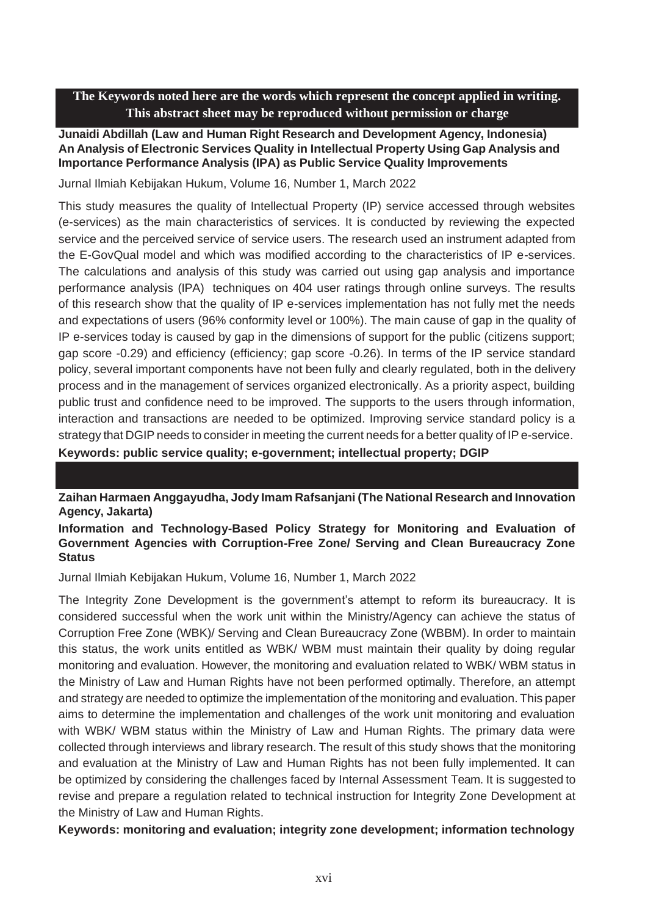**The Keywords noted here are the words which represent the concept applied in writing. This abstract sheet may be reproduced without permission or charge**

**Junaidi Abdillah (Law and Human Right Research and Development Agency, Indonesia)**
**An Analysis of Electronic Services Quality in Intellectual Property Using Gap Analysis and Importance Performance Analysis (IPA) as Public Service Quality Improvements**

Jurnal Ilmiah Kebijakan Hukum, Volume 16, Number 1, March 2022

This study measures the quality of Intellectual Property (IP) service accessed through websites (e-services) as the main characteristics of services. It is conducted by reviewing the expected service and the perceived service of service users. The research used an instrument adapted from the E-GovQual model and which was modified according to the characteristics of IP e-services. The calculations and analysis of this study was carried out using gap analysis and importance performance analysis (IPA) techniques on 404 user ratings through online surveys. The results of this research show that the quality of IP e-services implementation has not fully met the needs and expectations of users (96% conformity level or 100%). The main cause of gap in the quality of IP e-services today is caused by gap in the dimensions of support for the public (citizens support; gap score -0.29) and efficiency (efficiency; gap score -0.26). In terms of the IP service standard policy, several important components have not been fully and clearly regulated, both in the delivery process and in the management of services organized electronically. As a priority aspect, building public trust and confidence need to be improved. The supports to the users through information, interaction and transactions are needed to be optimized. Improving service standard policy is a strategy that DGIP needs to consider in meeting the current needs for a better quality of IP e-service.

**Keywords: public service quality; e-government; intellectual property; DGIP**

---

**Zaihan Harmaen Anggayudha, Jody Imam Rafsanjani (The National Research and Innovation Agency, Jakarta)**

**Information and Technology-Based Policy Strategy for Monitoring and Evaluation of Government Agencies with Corruption-Free Zone/ Serving and Clean Bureaucracy Zone Status**

Jurnal Ilmiah Kebijakan Hukum, Volume 16, Number 1, March 2022

The Integrity Zone Development is the government's attempt to reform its bureaucracy. It is considered successful when the work unit within the Ministry/Agency can achieve the status of Corruption Free Zone (WBK)/ Serving and Clean Bureaucracy Zone (WBBM). In order to maintain this status, the work units entitled as WBK/ WBM must maintain their quality by doing regular monitoring and evaluation. However, the monitoring and evaluation related to WBK/ WBM status in the Ministry of Law and Human Rights have not been performed optimally. Therefore, an attempt and strategy are needed to optimize the implementation of the monitoring and evaluation. This paper aims to determine the implementation and challenges of the work unit monitoring and evaluation with WBK/ WBM status within the Ministry of Law and Human Rights. The primary data were collected through interviews and library research. The result of this study shows that the monitoring and evaluation at the Ministry of Law and Human Rights has not been fully implemented. It can be optimized by considering the challenges faced by Internal Assessment Team. It is suggested to revise and prepare a regulation related to technical instruction for Integrity Zone Development at the Ministry of Law and Human Rights.

**Keywords: monitoring and evaluation; integrity zone development; information technology**